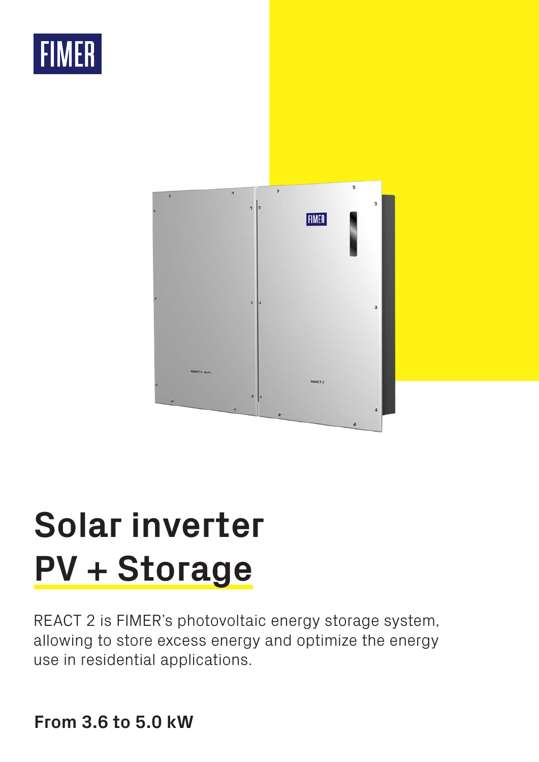FIMER

# Solar inverter PV + Storage

REACT 2 is FIMER's photovoltaic energy storage system, allowing to store excess energy and optimize the energy use in residential applications.

**From 3.6 to 5.0 kW**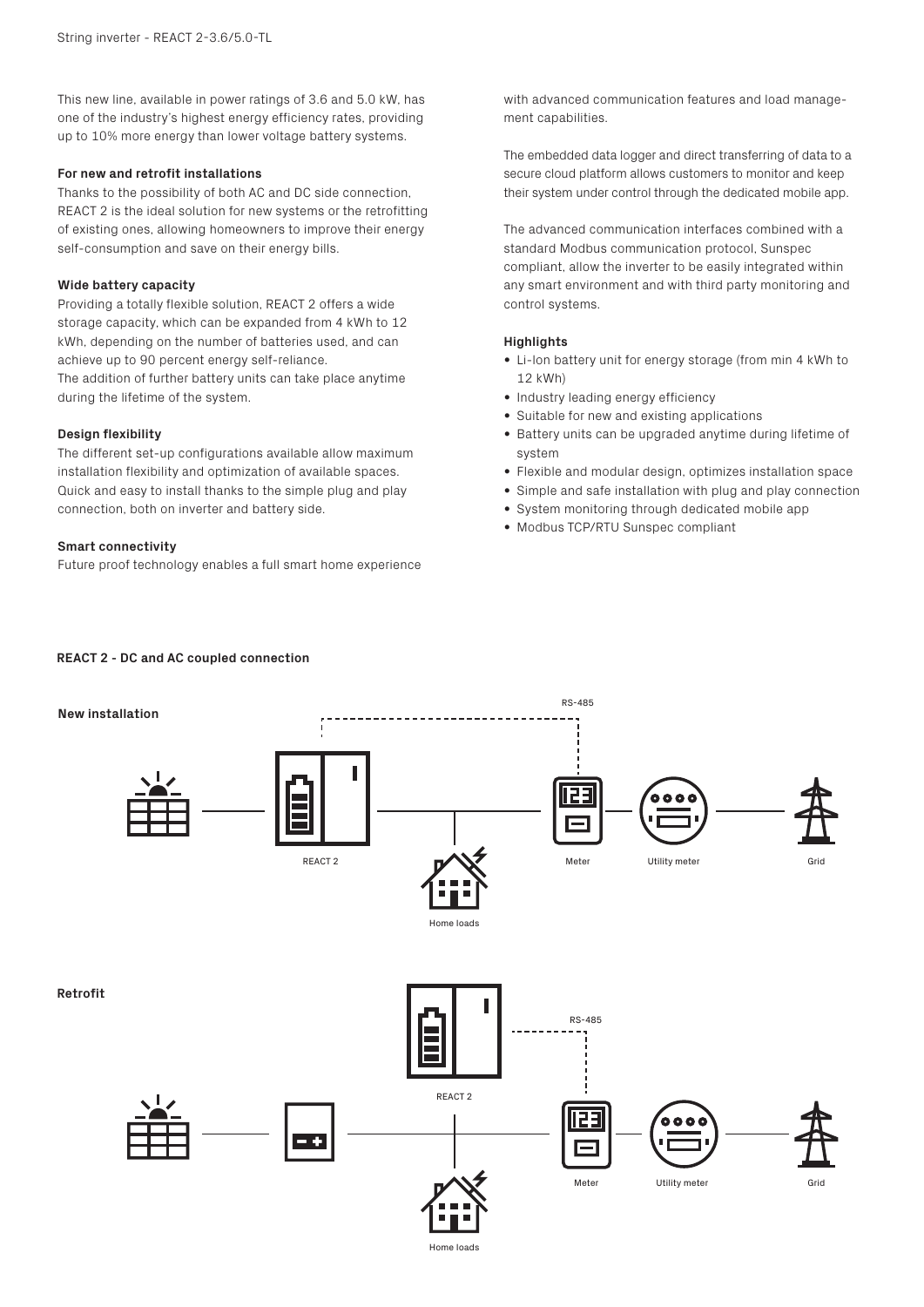This new line, available in power ratings of 3.6 and 5.0 kW, has one of the industry's highest energy efficiency rates, providing up to 10% more energy than lower voltage battery systems.

### For new and retrofit installations

Thanks to the possibility of both AC and DC side connection, REACT 2 is the ideal solution for new systems or the retrofitting of existing ones, allowing homeowners to improve their energy self-consumption and save on their energy bills.

### Wide battery capacity

Providing a totally flexible solution, REACT 2 offers a wide storage capacity, which can be expanded from 4 kWh to 12 kWh, depending on the number of batteries used, and can achieve up to 90 percent energy self-reliance.
The addition of further battery units can take place anytime during the lifetime of the system.

### Design flexibility

The different set-up configurations available allow maximum installation flexibility and optimization of available spaces. Quick and easy to install thanks to the simple plug and play connection, both on inverter and battery side.

### Smart connectivity

Future proof technology enables a full smart home experience with advanced communication features and load management capabilities.

The embedded data logger and direct transferring of data to a secure cloud platform allows customers to monitor and keep their system under control through the dedicated mobile app.

The advanced communication interfaces combined with a standard Modbus communication protocol, Sunspec compliant, allow the inverter to be easily integrated within any smart environment and with third party monitoring and control systems.

### Highlights

- Li-Ion battery unit for energy storage (from min 4 kWh to 12 kWh)
- Industry leading energy efficiency
- Suitable for new and existing applications
- Battery units can be upgraded anytime during lifetime of system
- Flexible and modular design, optimizes installation space
- Simple and safe installation with plug and play connection
- System monitoring through dedicated mobile app
- Modbus TCP/RTU Sunspec compliant

### REACT 2 - DC and AC coupled connection

**New installation**

RS-485

REACT 2 · Home loads · Meter · Utility meter · Grid

**Retrofit**

RS-485

REACT 2 · Home loads · Meter · Utility meter · Grid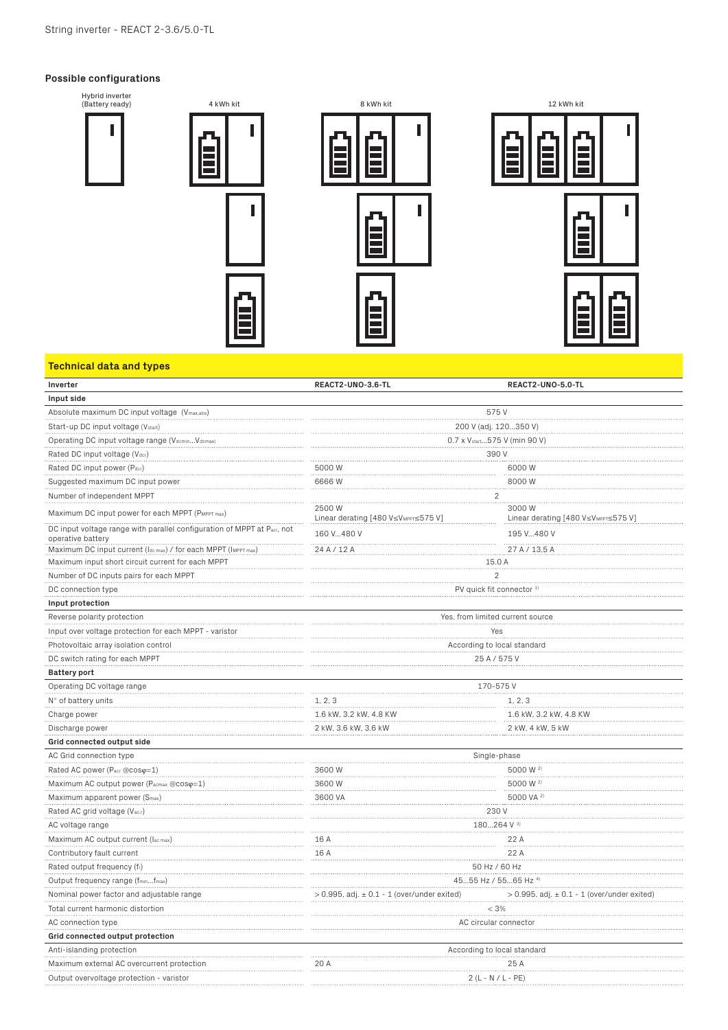## Possible configurations

Hybrid inverter (Battery ready)

4 kWh kit

8 kWh kit

12 kWh kit

## Technical data and types

| Inverter | REACT2-UNO-3.6-TL | REACT2-UNO-5.0-TL |
|---|---|---|
| **Input side** | | |
| Absolute maximum DC input voltage ($V_{max,abs}$) | 575 V | |
| Start-up DC input voltage ($V_{start}$) | 200 V (adj. 120...350 V) | |
| Operating DC input voltage range ($V_{dcmin}$...$V_{dcmax}$) | 0.7 x $V_{start}$...575 V (min 90 V) | |
| Rated DC input voltage ($V_{dcr}$) | 390 V | |
| Rated DC input power ($P_{dcr}$) | 5000 W | 6000 W |
| Suggested maximum DC input power | 6666 W | 8000 W |
| Number of independent MPPT | 2 | |
| Maximum DC input power for each MPPT ($P_{MPPT\,max}$) | 2500 W Linear derating [480 V≤$V_{MPPT}$≤575 V] | 3000 W Linear derating [480 V≤$V_{MPPT}$≤575 V] |
| DC input voltage range with parallel configuration of MPPT at $P_{acr}$, not operative battery | 160 V...480 V | 195 V...480 V |
| Maximum DC input current ($I_{dc\,max}$) / for each MPPT ($I_{MPPT\,max}$) | 24 A / 12 A | 27 A / 13,5 A |
| Maximum input short circuit current for each MPPT | 15.0 A | |
| Number of DC inputs pairs for each MPPT | 2 | |
| DC connection type | PV quick fit connector [1] | |
| **Input protection** | | |
| Reverse polarity protection | Yes, from limited current source | |
| Input over voltage protection for each MPPT - varistor | Yes | |
| Photovoltaic array isolation control | According to local standard | |
| DC switch rating for each MPPT | 25 A / 575 V | |
| **Battery port** | | |
| Operating DC voltage range | 170-575 V | |
| N° of battery units | 1, 2, 3 | 1, 2, 3 |
| Charge power | 1.6 kW, 3.2 kW, 4.8 KW | 1.6 kW, 3.2 kW, 4.8 KW |
| Discharge power | 2 kW, 3.6 kW, 3.6 kW | 2 kW, 4 kW, 5 kW |
| **Grid connected output side** | | |
| AC Grid connection type | Single-phase | |
| Rated AC power ($P_{acr}$ @cosφ=1) | 3600 W | 5000 W [2] |
| Maximum AC output power ($P_{acmax}$ @cosφ=1) | 3600 W | 5000 W [2] |
| Maximum apparent power ($S_{max}$) | 3600 VA | 5000 VA [2] |
| Rated AC grid voltage ($V_{ac,r}$) | 230 V | |
| AC voltage range | 180...264 V [3] | |
| Maximum AC output current ($I_{ac\,max}$) | 16 A | 22 A |
| Contributory fault current | 16 A | 22 A |
| Rated output frequency ($f_r$) | 50 Hz / 60 Hz | |
| Output frequency range ($f_{min}$...$f_{max}$) | 45...55 Hz / 55...65 Hz [4] | |
| Nominal power factor and adjustable range | > 0.995, adj. ± 0.1 - 1 (over/under exited) | > 0.995, adj. ± 0.1 - 1 (over/under exited) |
| Total current harmonic distortion | < 3% | |
| AC connection type | AC circular connector | |
| **Grid connected output protection** | | |
| Anti-islanding protection | According to local standard | |
| Maximum external AC overcurrent protection | 20 A | 25 A |
| Output overvoltage protection - varistor | 2 (L - N / L - PE) | |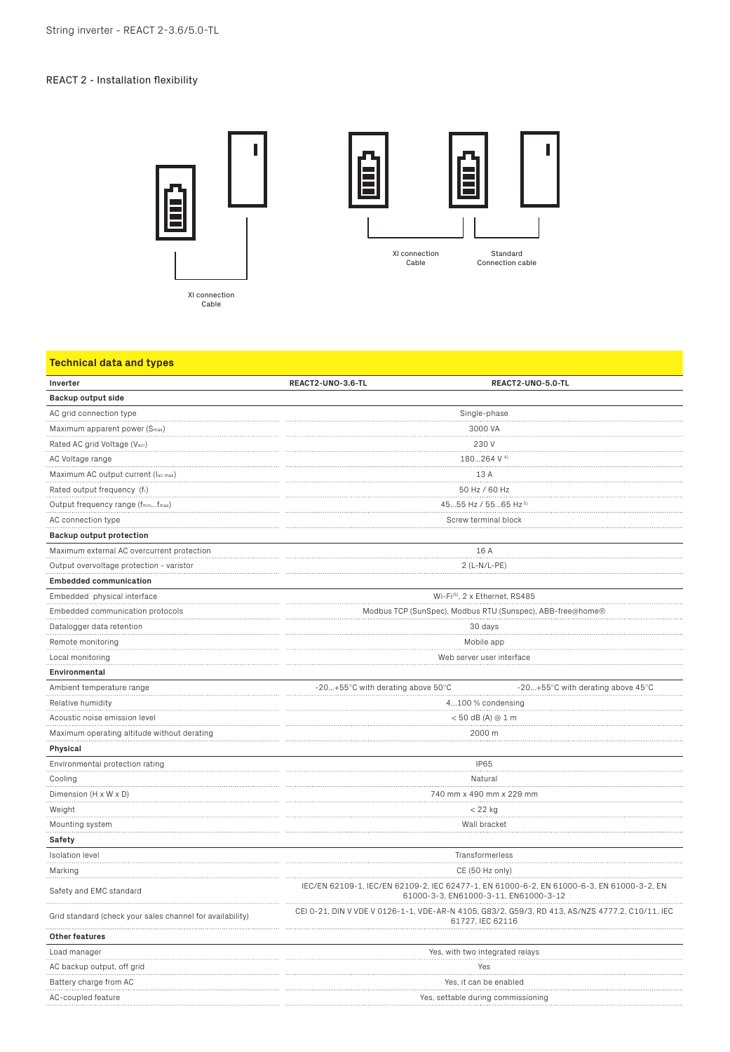## REACT 2 - Installation flexibility

XI connection Cable

XI connection Cable

Standard Connection cable

## Technical data and types

| Inverter | REACT2-UNO-3.6-TL | REACT2-UNO-5.0-TL |
|---|---|---|
| **Backup output side** | | |
| AC grid connection type | Single-phase | |
| Maximum apparent power ($S_{max}$) | 3000 VA | |
| Rated AC grid Voltage ($V_{acr}$) | 230 V | |
| AC Voltage range | 180...264 V [4] | |
| Maximum AC output current ($I_{ac\ max}$) | 13 A | |
| Rated output frequency ($f_r$) | 50 Hz / 60 Hz | |
| Output frequency range ($f_{min}$...$f_{max}$) | 45...55 Hz / 55...65 Hz [5] | |
| AC connection type | Screw terminal block | |
| **Backup output protection** | | |
| Maximum external AC overcurrent protection | 16 A | |
| Output overvoltage protection - varistor | 2 (L-N/L-PE) | |
| **Embedded communication** | | |
| Embedded physical interface | Wi-Fi[5], 2 x Ethernet, RS485 | |
| Embedded communication protocols | Modbus TCP (SunSpec), Modbus RTU (Sunspec), ABB-free@home® | |
| Datalogger data retention | 30 days | |
| Remote monitoring | Mobile app | |
| Local monitoring | Web server user interface | |
| **Environmental** | | |
| Ambient temperature range | -20...+55°C with derating above 50°C | -20...+55°C with derating above 45°C |
| Relative humidity | 4...100 % condensing | |
| Acoustic noise emission level | < 50 dB (A) @ 1 m | |
| Maximum operating altitude without derating | 2000 m | |
| **Physical** | | |
| Environmental protection rating | IP65 | |
| Cooling | Natural | |
| Dimension (H x W x D) | 740 mm x 490 mm x 229 mm | |
| Weight | < 22 kg | |
| Mounting system | Wall bracket | |
| **Safety** | | |
| Isolation level | Transformerless | |
| Marking | CE (50 Hz only) | |
| Safety and EMC standard | IEC/EN 62109-1, IEC/EN 62109-2, IEC 62477-1, EN 61000-6-2, EN 61000-6-3, EN 61000-3-2, EN 61000-3-3, EN61000-3-11, EN61000-3-12 | |
| Grid standard (check your sales channel for availability) | CEI 0-21, DIN V VDE V 0126-1-1, VDE-AR-N 4105, G83/2, G59/3, RD 413, AS/NZS 4777.2, C10/11, IEC 61727, IEC 62116 | |
| **Other features** | | |
| Load manager | Yes, with two integrated relays | |
| AC backup output, off grid | Yes | |
| Battery charge from AC | Yes, it can be enabled | |
| AC-coupled feature | Yes, settable during commissioning | |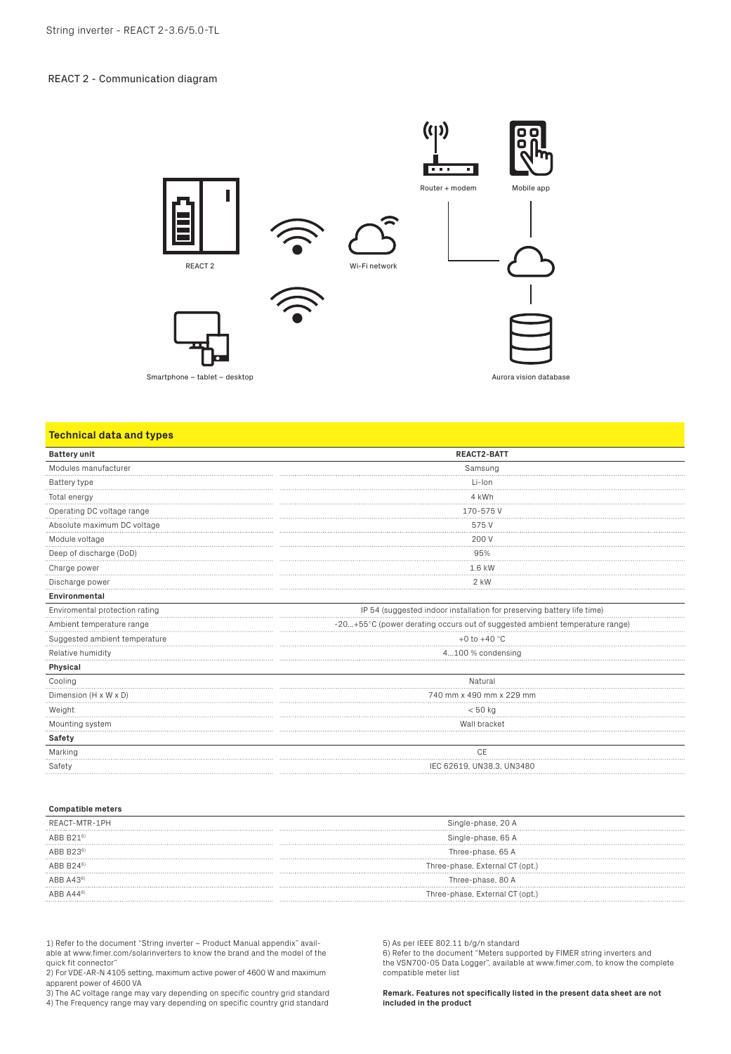## REACT 2 - Communication diagram

REACT 2

Wi-Fi network

Router + modem

Mobile app

Smartphone – tablet – desktop

Aurora vision database

## Technical data and types

| Battery unit | REACT2-BATT |
|---|---|
| Modules manufacturer | Samsung |
| Battery type | Li-Ion |
| Total energy | 4 kWh |
| Operating DC voltage range | 170-575 V |
| Absolute maximum DC voltage | 575 V |
| Module voltage | 200 V |
| Deep of discharge (DoD) | 95% |
| Charge power | 1.6 kW |
| Discharge power | 2 kW |
| **Environmental** | |
| Enviromental protection rating | IP 54 (suggested indoor installation for preserving battery life time) |
| Ambient temperature range | -20...+55°C (power derating occurs out of suggested ambient temperature range) |
| Suggested ambient temperature | +0 to +40 °C |
| Relative humidity | 4...100 % condensing |
| **Physical** | |
| Cooling | Natural |
| Dimension (H x W x D) | 740 mm x 490 mm x 229 mm |
| Weight | < 50 kg |
| Mounting system | Wall bracket |
| **Safety** | |
| Marking | CE |
| Safety | IEC 62619, UN38.3, UN3480 |

| Compatible meters | |
|---|---|
| REACT-MTR-1PH | Single-phase, 20 A |
| ABB B21[6] | Single-phase, 65 A |
| ABB B23[6] | Three-phase, 65 A |
| ABB B24[6] | Three-phase, External CT (opt.) |
| ABB A43[6] | Three-phase, 80 A |
| ABB A44[6] | Three-phase, External CT (opt.) |

1) Refer to the document "String inverter – Product Manual appendix" available at www.fimer.com/solarinverters to know the brand and the model of the quick fit connector"
2) For VDE-AR-N 4105 setting, maximum active power of 4600 W and maximum apparent power of 4600 VA
3) The AC voltage range may vary depending on specific country grid standard
4) The Frequency range may vary depending on specific country grid standard
5) As per IEEE 802.11 b/g/n standard
6) Refer to the document "Meters supported by FIMER string inverters and the VSN700-05 Data Logger", available at www.fimer.com, to know the complete compatible meter list

**Remark. Features not specifically listed in the present data sheet are not included in the product**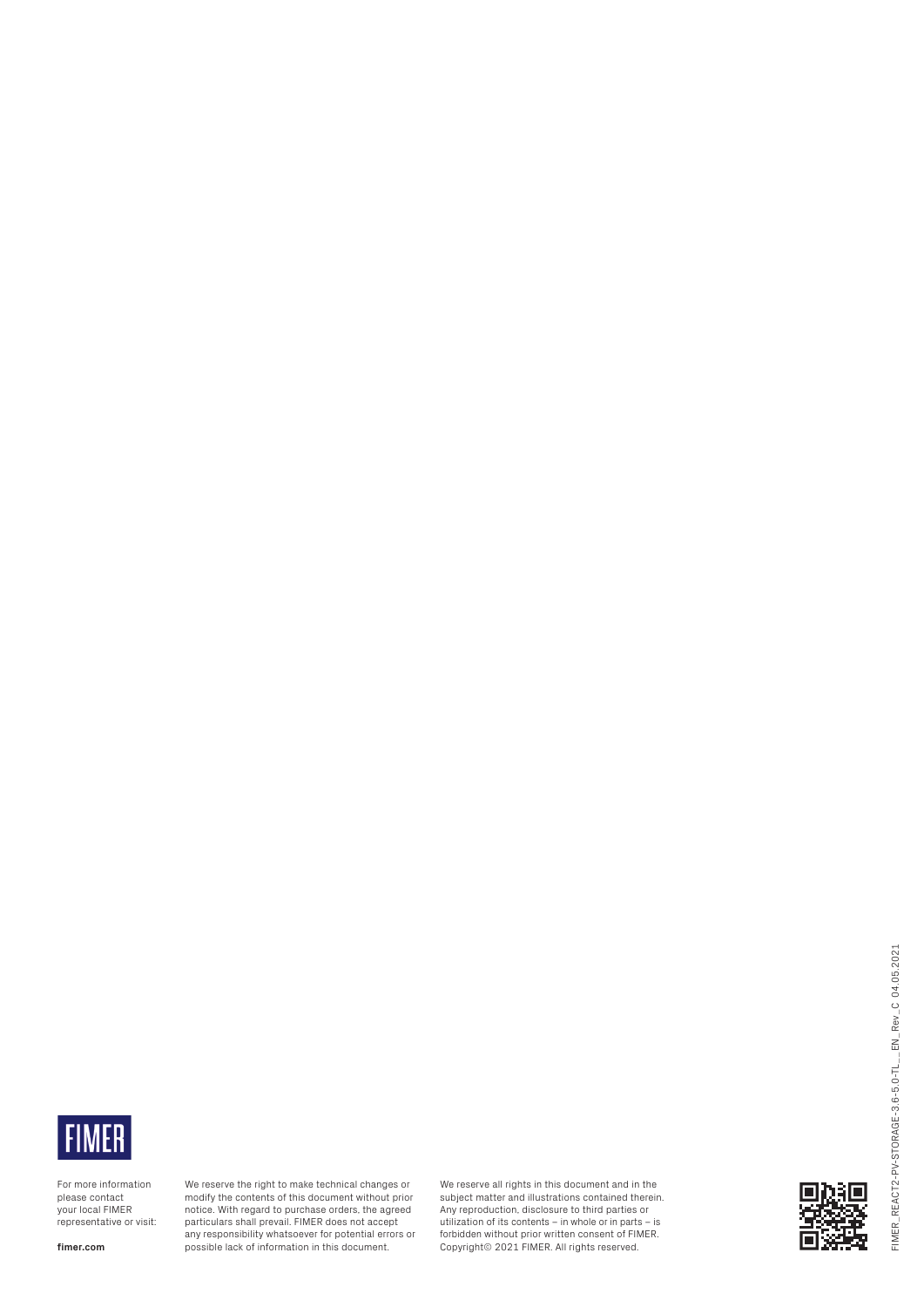FIMER

For more information please contact your local FIMER representative or visit:

**fimer.com**

We reserve the right to make technical changes or modify the contents of this document without prior notice. With regard to purchase orders, the agreed particulars shall prevail. FIMER does not accept any responsibility whatsoever for potential errors or possible lack of information in this document.

We reserve all rights in this document and in the subject matter and illustrations contained therein. Any reproduction, disclosure to third parties or utilization of its contents – in whole or in parts – is forbidden without prior written consent of FIMER. Copyright© 2021 FIMER. All rights reserved.

FIMER_REACT2-PV-STORAGE-3.6-5.0-TL__EN_Rev_C 04.05.2021